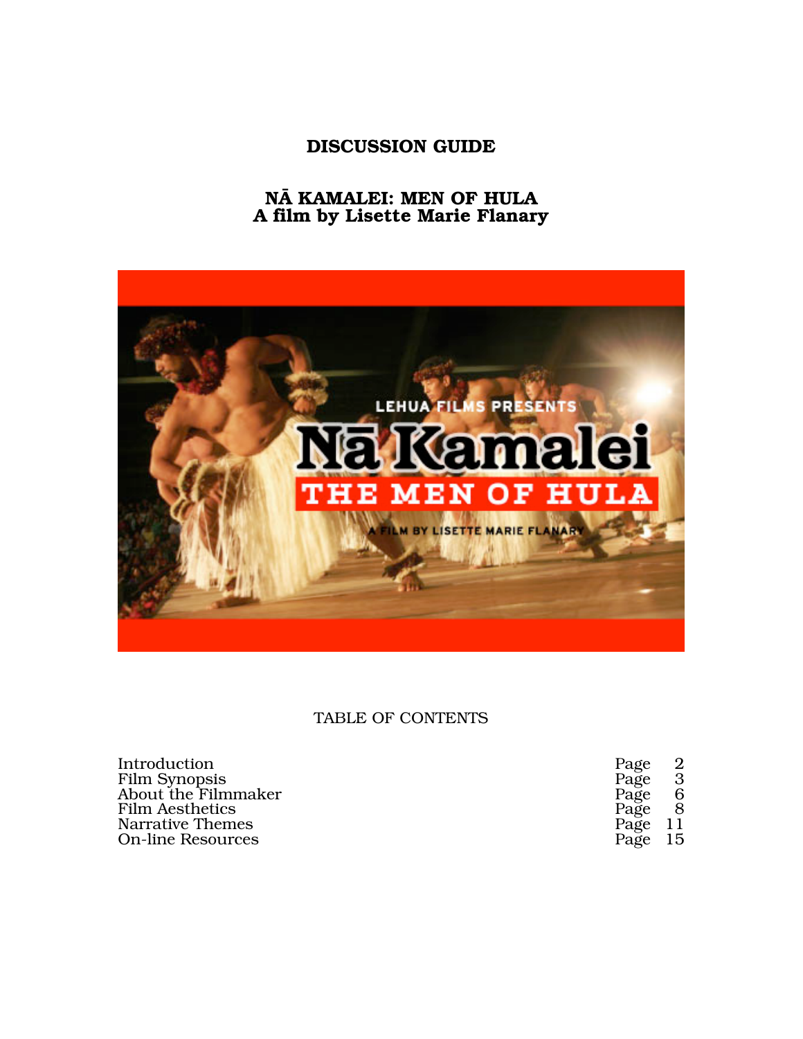# DISCUSSION GUIDE

## NĀ KAMALEI: MEN OF HULA
## A film by Lisette Marie Flanary

TABLE OF CONTENTS

| | |
|---|---|
| Introduction | Page 2 |
| Film Synopsis | Page 3 |
| About the Filmmaker | Page 6 |
| Film Aesthetics | Page 8 |
| Narrative Themes | Page 11 |
| On-line Resources | Page 15 |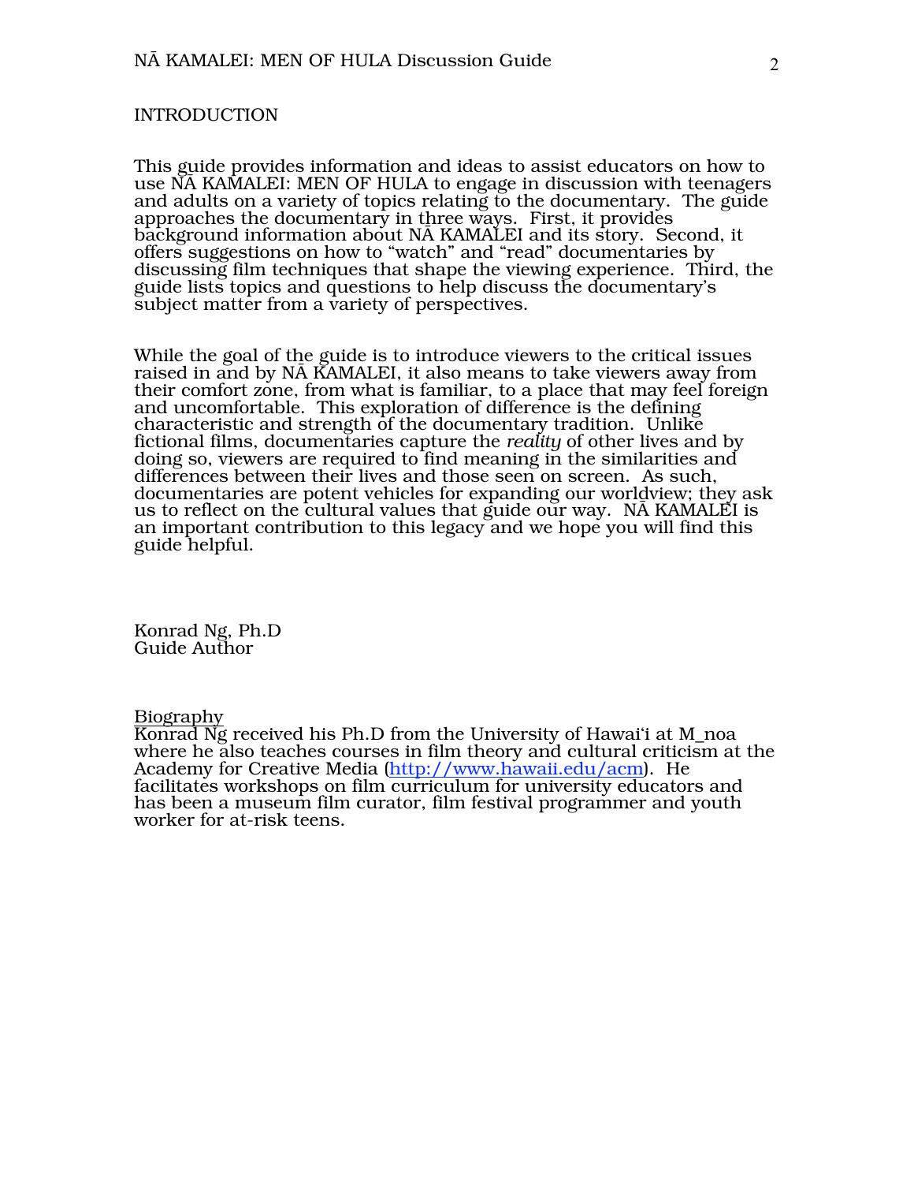## INTRODUCTION

This guide provides information and ideas to assist educators on how to use NĀ KAMALEI: MEN OF HULA to engage in discussion with teenagers and adults on a variety of topics relating to the documentary. The guide approaches the documentary in three ways. First, it provides background information about NĀ KAMALEI and its story. Second, it offers suggestions on how to "watch" and "read" documentaries by discussing film techniques that shape the viewing experience. Third, the guide lists topics and questions to help discuss the documentary's subject matter from a variety of perspectives.

While the goal of the guide is to introduce viewers to the critical issues raised in and by NĀ KAMALEI, it also means to take viewers away from their comfort zone, from what is familiar, to a place that may feel foreign and uncomfortable. This exploration of difference is the defining characteristic and strength of the documentary tradition. Unlike fictional films, documentaries capture the *reality* of other lives and by doing so, viewers are required to find meaning in the similarities and differences between their lives and those seen on screen. As such, documentaries are potent vehicles for expanding our worldview; they ask us to reflect on the cultural values that guide our way. NĀ KAMALEI is an important contribution to this legacy and we hope you will find this guide helpful.

Konrad Ng, Ph.D
Guide Author

Biography
Konrad Ng received his Ph.D from the University of Hawai'i at M_noa where he also teaches courses in film theory and cultural criticism at the Academy for Creative Media (http://www.hawaii.edu/acm). He facilitates workshops on film curriculum for university educators and has been a museum film curator, film festival programmer and youth worker for at-risk teens.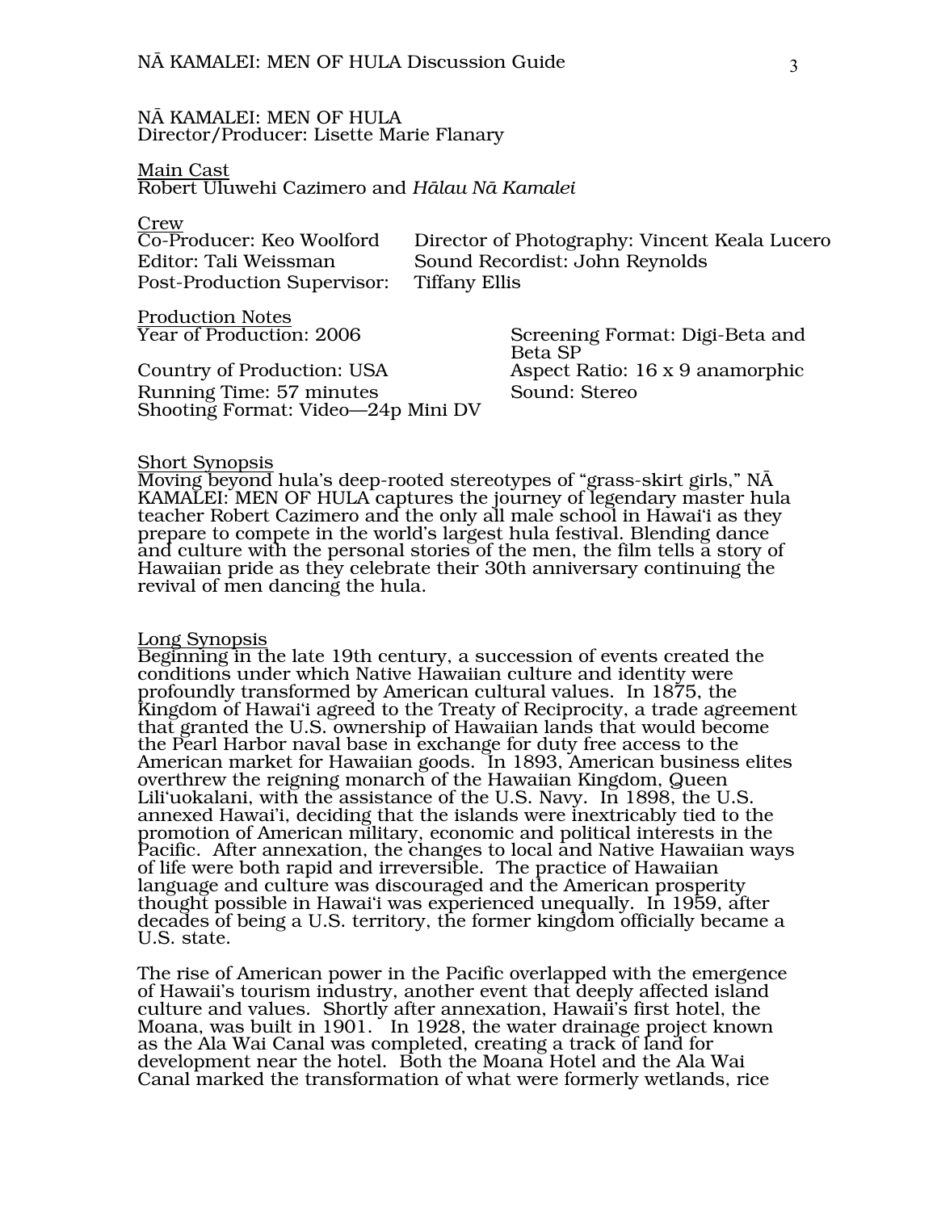NĀ KAMALEI: MEN OF HULA
Director/Producer: Lisette Marie Flanary

Main Cast

Robert Uluwehi Cazimero and *Hālau Nā Kamalei*

Crew

Co-Producer: Keo Woolford
Director of Photography: Vincent Keala Lucero
Editor: Tali Weissman
Sound Recordist: John Reynolds
Post-Production Supervisor: Tiffany Ellis

Production Notes

Year of Production: 2006
Country of Production: USA
Running Time: 57 minutes
Shooting Format: Video—24p Mini DV
Screening Format: Digi-Beta and Beta SP
Aspect Ratio: 16 x 9 anamorphic
Sound: Stereo

Short Synopsis

Moving beyond hula's deep-rooted stereotypes of "grass-skirt girls," NĀ KAMALEI: MEN OF HULA captures the journey of legendary master hula teacher Robert Cazimero and the only all male school in Hawaiʻi as they prepare to compete in the world's largest hula festival. Blending dance and culture with the personal stories of the men, the film tells a story of Hawaiian pride as they celebrate their 30th anniversary continuing the revival of men dancing the hula.

Long Synopsis

Beginning in the late 19th century, a succession of events created the conditions under which Native Hawaiian culture and identity were profoundly transformed by American cultural values. In 1875, the Kingdom of Hawaiʻi agreed to the Treaty of Reciprocity, a trade agreement that granted the U.S. ownership of Hawaiian lands that would become the Pearl Harbor naval base in exchange for duty free access to the American market for Hawaiian goods. In 1893, American business elites overthrew the reigning monarch of the Hawaiian Kingdom, Queen Liliʻuokalani, with the assistance of the U.S. Navy. In 1898, the U.S. annexed Hawaiʻi, deciding that the islands were inextricably tied to the promotion of American military, economic and political interests in the Pacific. After annexation, the changes to local and Native Hawaiian ways of life were both rapid and irreversible. The practice of Hawaiian language and culture was discouraged and the American prosperity thought possible in Hawaiʻi was experienced unequally. In 1959, after decades of being a U.S. territory, the former kingdom officially became a U.S. state.

The rise of American power in the Pacific overlapped with the emergence of Hawaii's tourism industry, another event that deeply affected island culture and values. Shortly after annexation, Hawaii's first hotel, the Moana, was built in 1901. In 1928, the water drainage project known as the Ala Wai Canal was completed, creating a track of land for development near the hotel. Both the Moana Hotel and the Ala Wai Canal marked the transformation of what were formerly wetlands, rice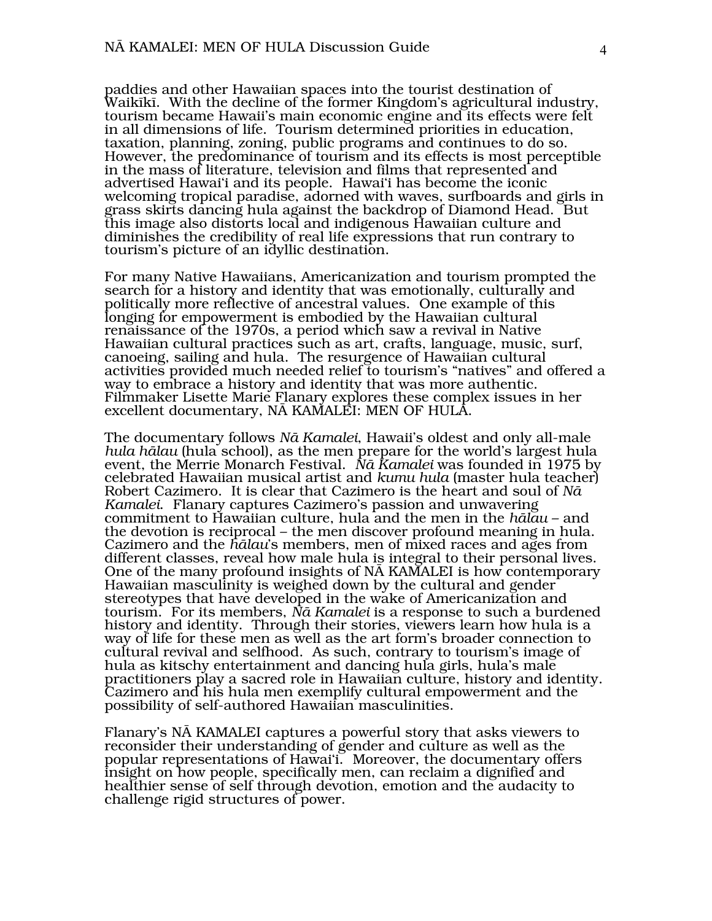paddies and other Hawaiian spaces into the tourist destination of Waikīkī. With the decline of the former Kingdom's agricultural industry, tourism became Hawaii's main economic engine and its effects were felt in all dimensions of life. Tourism determined priorities in education, taxation, planning, zoning, public programs and continues to do so. However, the predominance of tourism and its effects is most perceptible in the mass of literature, television and films that represented and advertised Hawai'i and its people. Hawai'i has become the iconic welcoming tropical paradise, adorned with waves, surfboards and girls in grass skirts dancing hula against the backdrop of Diamond Head. But this image also distorts local and indigenous Hawaiian culture and diminishes the credibility of real life expressions that run contrary to tourism's picture of an idyllic destination.

For many Native Hawaiians, Americanization and tourism prompted the search for a history and identity that was emotionally, culturally and politically more reflective of ancestral values. One example of this longing for empowerment is embodied by the Hawaiian cultural renaissance of the 1970s, a period which saw a revival in Native Hawaiian cultural practices such as art, crafts, language, music, surf, canoeing, sailing and hula. The resurgence of Hawaiian cultural activities provided much needed relief to tourism's "natives" and offered a way to embrace a history and identity that was more authentic. Filmmaker Lisette Marie Flanary explores these complex issues in her excellent documentary, NĀ KAMALEI: MEN OF HULA.

The documentary follows *Nā Kamalei*, Hawaii's oldest and only all-male *hula hālau* (hula school), as the men prepare for the world's largest hula event, the Merrie Monarch Festival. *Nā Kamalei* was founded in 1975 by celebrated Hawaiian musical artist and *kumu hula* (master hula teacher) Robert Cazimero. It is clear that Cazimero is the heart and soul of *Nā Kamalei*. Flanary captures Cazimero's passion and unwavering commitment to Hawaiian culture, hula and the men in the *hālau* – and the devotion is reciprocal – the men discover profound meaning in hula. Cazimero and the *hālau*'s members, men of mixed races and ages from different classes, reveal how male hula is integral to their personal lives. One of the many profound insights of NĀ KAMALEI is how contemporary Hawaiian masculinity is weighed down by the cultural and gender stereotypes that have developed in the wake of Americanization and tourism. For its members, *Nā Kamalei* is a response to such a burdened history and identity. Through their stories, viewers learn how hula is a way of life for these men as well as the art form's broader connection to cultural revival and selfhood. As such, contrary to tourism's image of hula as kitschy entertainment and dancing hula girls, hula's male practitioners play a sacred role in Hawaiian culture, history and identity. Cazimero and his hula men exemplify cultural empowerment and the possibility of self-authored Hawaiian masculinities.

Flanary's NĀ KAMALEI captures a powerful story that asks viewers to reconsider their understanding of gender and culture as well as the popular representations of Hawai'i. Moreover, the documentary offers insight on how people, specifically men, can reclaim a dignified and healthier sense of self through devotion, emotion and the audacity to challenge rigid structures of power.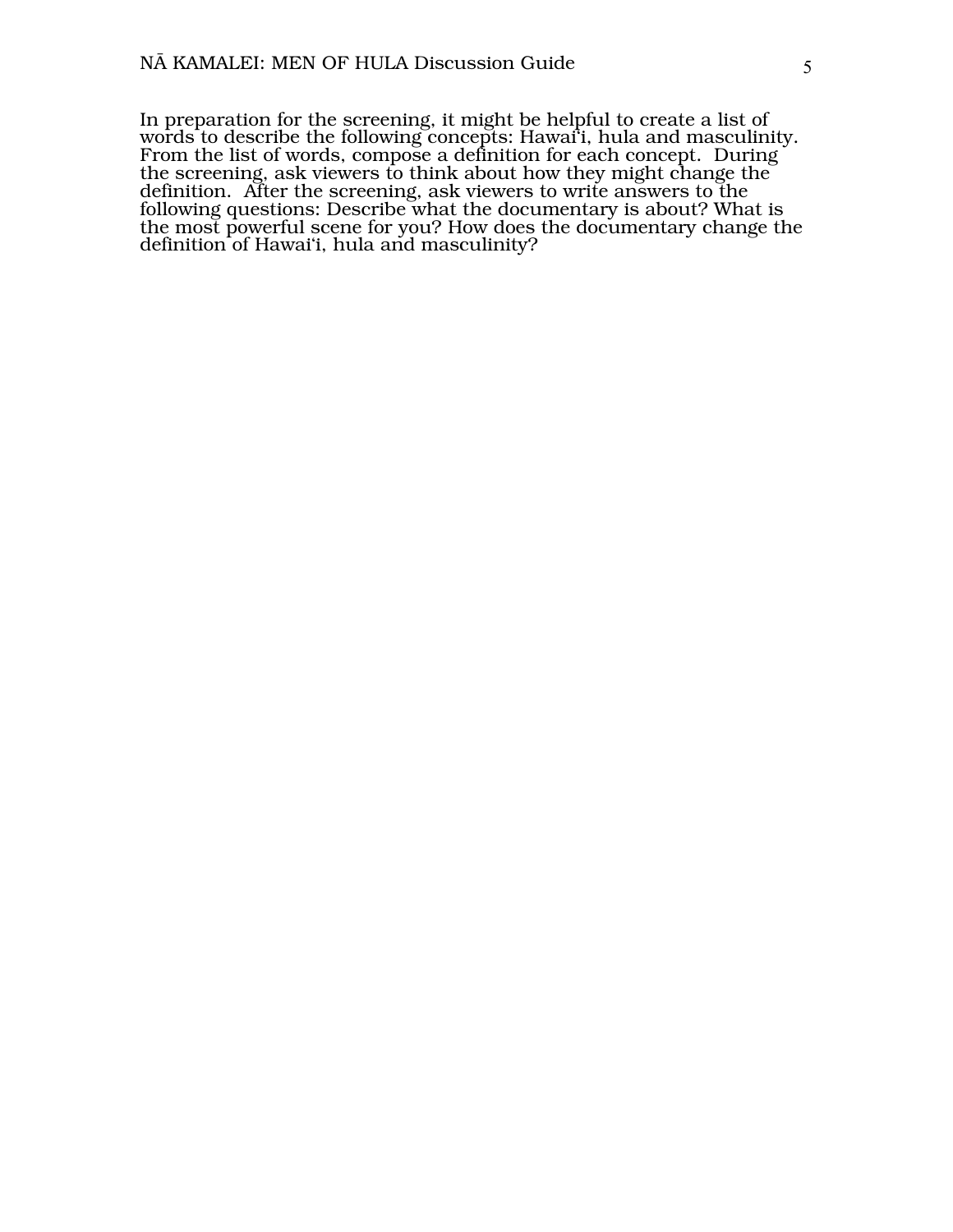In preparation for the screening, it might be helpful to create a list of words to describe the following concepts: Hawaiʻi, hula and masculinity. From the list of words, compose a definition for each concept. During the screening, ask viewers to think about how they might change the definition. After the screening, ask viewers to write answers to the following questions: Describe what the documentary is about? What is the most powerful scene for you? How does the documentary change the definition of Hawaiʻi, hula and masculinity?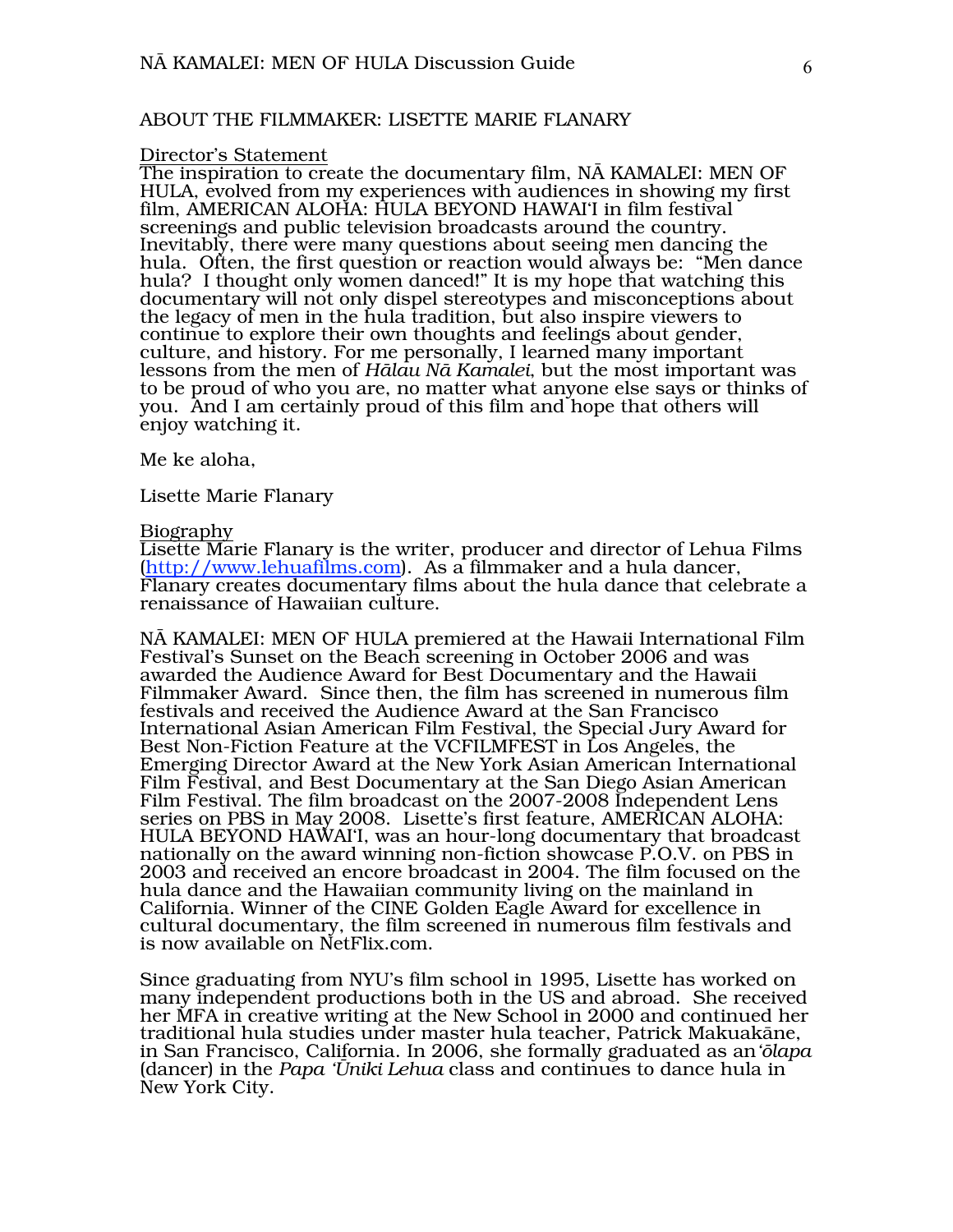## ABOUT THE FILMMAKER: LISETTE MARIE FLANARY

### Director's Statement

The inspiration to create the documentary film, NĀ KAMALEI: MEN OF HULA, evolved from my experiences with audiences in showing my first film, AMERICAN ALOHA: HULA BEYOND HAWAIʻI in film festival screenings and public television broadcasts around the country. Inevitably, there were many questions about seeing men dancing the hula. Often, the first question or reaction would always be: "Men dance hula? I thought only women danced!" It is my hope that watching this documentary will not only dispel stereotypes and misconceptions about the legacy of men in the hula tradition, but also inspire viewers to continue to explore their own thoughts and feelings about gender, culture, and history. For me personally, I learned many important lessons from the men of *Hālau Nā Kamalei*, but the most important was to be proud of who you are, no matter what anyone else says or thinks of you. And I am certainly proud of this film and hope that others will enjoy watching it.

Me ke aloha,

Lisette Marie Flanary

### Biography

Lisette Marie Flanary is the writer, producer and director of Lehua Films (http://www.lehuafilms.com). As a filmmaker and a hula dancer, Flanary creates documentary films about the hula dance that celebrate a renaissance of Hawaiian culture.

NĀ KAMALEI: MEN OF HULA premiered at the Hawaii International Film Festival's Sunset on the Beach screening in October 2006 and was awarded the Audience Award for Best Documentary and the Hawaii Filmmaker Award. Since then, the film has screened in numerous film festivals and received the Audience Award at the San Francisco International Asian American Film Festival, the Special Jury Award for Best Non-Fiction Feature at the VCFILMFEST in Los Angeles, the Emerging Director Award at the New York Asian American International Film Festival, and Best Documentary at the San Diego Asian American Film Festival. The film broadcast on the 2007-2008 Independent Lens series on PBS in May 2008. Lisette's first feature, AMERICAN ALOHA: HULA BEYOND HAWAIʻI, was an hour-long documentary that broadcast nationally on the award winning non-fiction showcase P.O.V. on PBS in 2003 and received an encore broadcast in 2004. The film focused on the hula dance and the Hawaiian community living on the mainland in California. Winner of the CINE Golden Eagle Award for excellence in cultural documentary, the film screened in numerous film festivals and is now available on NetFlix.com.

Since graduating from NYU's film school in 1995, Lisette has worked on many independent productions both in the US and abroad. She received her MFA in creative writing at the New School in 2000 and continued her traditional hula studies under master hula teacher, Patrick Makuakāne, in San Francisco, California. In 2006, she formally graduated as an *ʻōlapa* (dancer) in the *Papa ʻŪniki Lehua* class and continues to dance hula in New York City.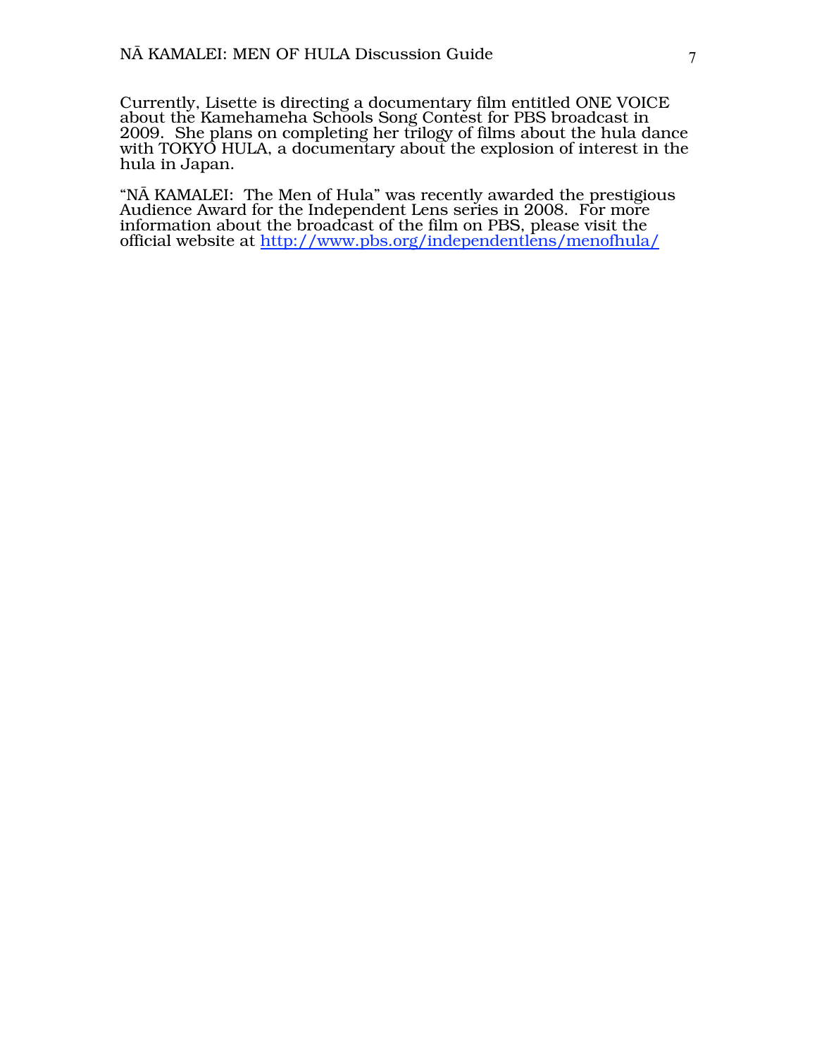Currently, Lisette is directing a documentary film entitled ONE VOICE about the Kamehameha Schools Song Contest for PBS broadcast in 2009. She plans on completing her trilogy of films about the hula dance with TOKYO HULA, a documentary about the explosion of interest in the hula in Japan.

"NĀ KAMALEI: The Men of Hula" was recently awarded the prestigious Audience Award for the Independent Lens series in 2008. For more information about the broadcast of the film on PBS, please visit the official website at http://www.pbs.org/independentlens/menofhula/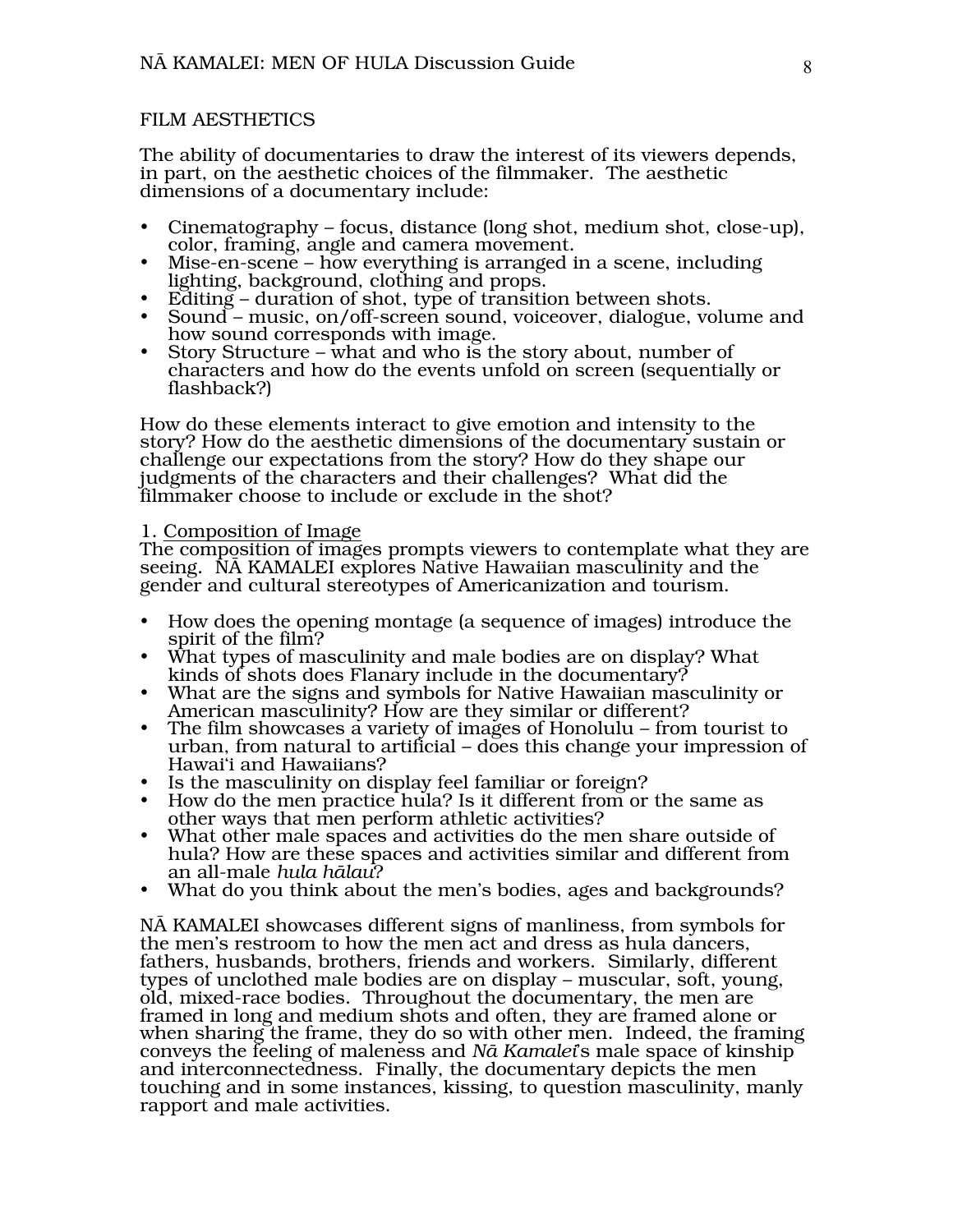## FILM AESTHETICS

The ability of documentaries to draw the interest of its viewers depends, in part, on the aesthetic choices of the filmmaker. The aesthetic dimensions of a documentary include:

- Cinematography – focus, distance (long shot, medium shot, close-up), color, framing, angle and camera movement.
- Mise-en-scene – how everything is arranged in a scene, including lighting, background, clothing and props.
- Editing – duration of shot, type of transition between shots.
- Sound – music, on/off-screen sound, voiceover, dialogue, volume and how sound corresponds with image.
- Story Structure – what and who is the story about, number of characters and how do the events unfold on screen (sequentially or flashback?)

How do these elements interact to give emotion and intensity to the story? How do the aesthetic dimensions of the documentary sustain or challenge our expectations from the story? How do they shape our judgments of the characters and their challenges? What did the filmmaker choose to include or exclude in the shot?

### 1. Composition of Image

The composition of images prompts viewers to contemplate what they are seeing. NĀ KAMALEI explores Native Hawaiian masculinity and the gender and cultural stereotypes of Americanization and tourism.

- How does the opening montage (a sequence of images) introduce the spirit of the film?
- What types of masculinity and male bodies are on display? What kinds of shots does Flanary include in the documentary?
- What are the signs and symbols for Native Hawaiian masculinity or American masculinity? How are they similar or different?
- The film showcases a variety of images of Honolulu – from tourist to urban, from natural to artificial – does this change your impression of Hawaiʻi and Hawaiians?
- Is the masculinity on display feel familiar or foreign?
- How do the men practice hula? Is it different from or the same as other ways that men perform athletic activities?
- What other male spaces and activities do the men share outside of hula? How are these spaces and activities similar and different from an all-male *hula hālau*?
- What do you think about the men's bodies, ages and backgrounds?

NĀ KAMALEI showcases different signs of manliness, from symbols for the men's restroom to how the men act and dress as hula dancers, fathers, husbands, brothers, friends and workers. Similarly, different types of unclothed male bodies are on display – muscular, soft, young, old, mixed-race bodies. Throughout the documentary, the men are framed in long and medium shots and often, they are framed alone or when sharing the frame, they do so with other men. Indeed, the framing conveys the feeling of maleness and *Nā Kamalei*'s male space of kinship and interconnectedness. Finally, the documentary depicts the men touching and in some instances, kissing, to question masculinity, manly rapport and male activities.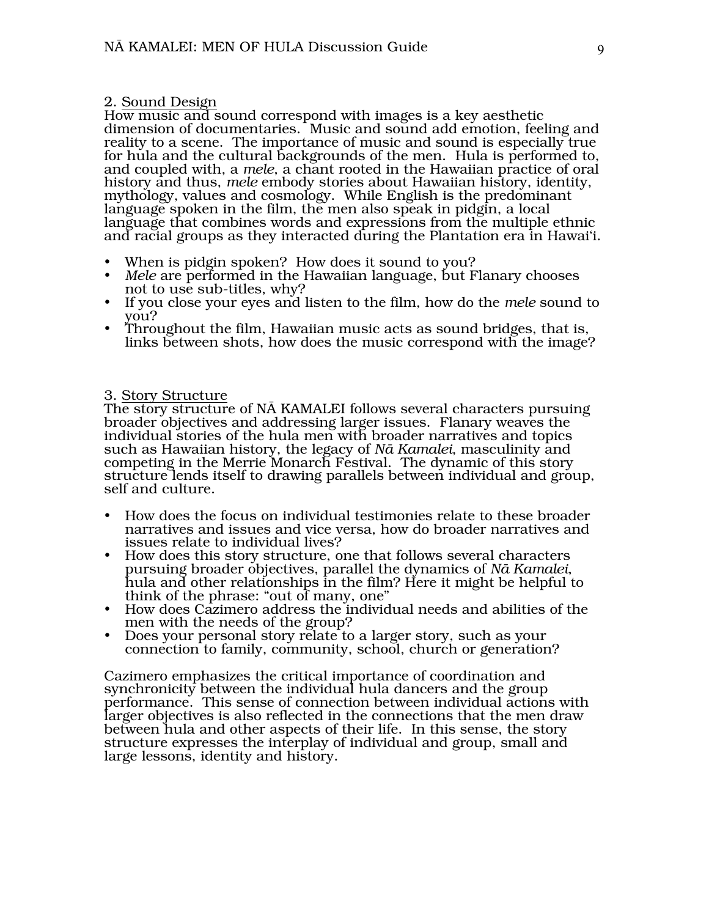2. Sound Design

How music and sound correspond with images is a key aesthetic dimension of documentaries. Music and sound add emotion, feeling and reality to a scene. The importance of music and sound is especially true for hula and the cultural backgrounds of the men. Hula is performed to, and coupled with, a *mele*, a chant rooted in the Hawaiian practice of oral history and thus, *mele* embody stories about Hawaiian history, identity, mythology, values and cosmology. While English is the predominant language spoken in the film, the men also speak in pidgin, a local language that combines words and expressions from the multiple ethnic and racial groups as they interacted during the Plantation era in Hawai'i.

- When is pidgin spoken? How does it sound to you?
- *Mele* are performed in the Hawaiian language, but Flanary chooses not to use sub-titles, why?
- If you close your eyes and listen to the film, how do the *mele* sound to you?
- Throughout the film, Hawaiian music acts as sound bridges, that is, links between shots, how does the music correspond with the image?

3. Story Structure

The story structure of NĀ KAMALEI follows several characters pursuing broader objectives and addressing larger issues. Flanary weaves the individual stories of the hula men with broader narratives and topics such as Hawaiian history, the legacy of *Nā Kamalei*, masculinity and competing in the Merrie Monarch Festival. The dynamic of this story structure lends itself to drawing parallels between individual and group, self and culture.

- How does the focus on individual testimonies relate to these broader narratives and issues and vice versa, how do broader narratives and issues relate to individual lives?
- How does this story structure, one that follows several characters pursuing broader objectives, parallel the dynamics of *Nā Kamalei*, hula and other relationships in the film? Here it might be helpful to think of the phrase: "out of many, one"
- How does Cazimero address the individual needs and abilities of the men with the needs of the group?
- Does your personal story relate to a larger story, such as your connection to family, community, school, church or generation?

Cazimero emphasizes the critical importance of coordination and synchronicity between the individual hula dancers and the group performance. This sense of connection between individual actions with larger objectives is also reflected in the connections that the men draw between hula and other aspects of their life. In this sense, the story structure expresses the interplay of individual and group, small and large lessons, identity and history.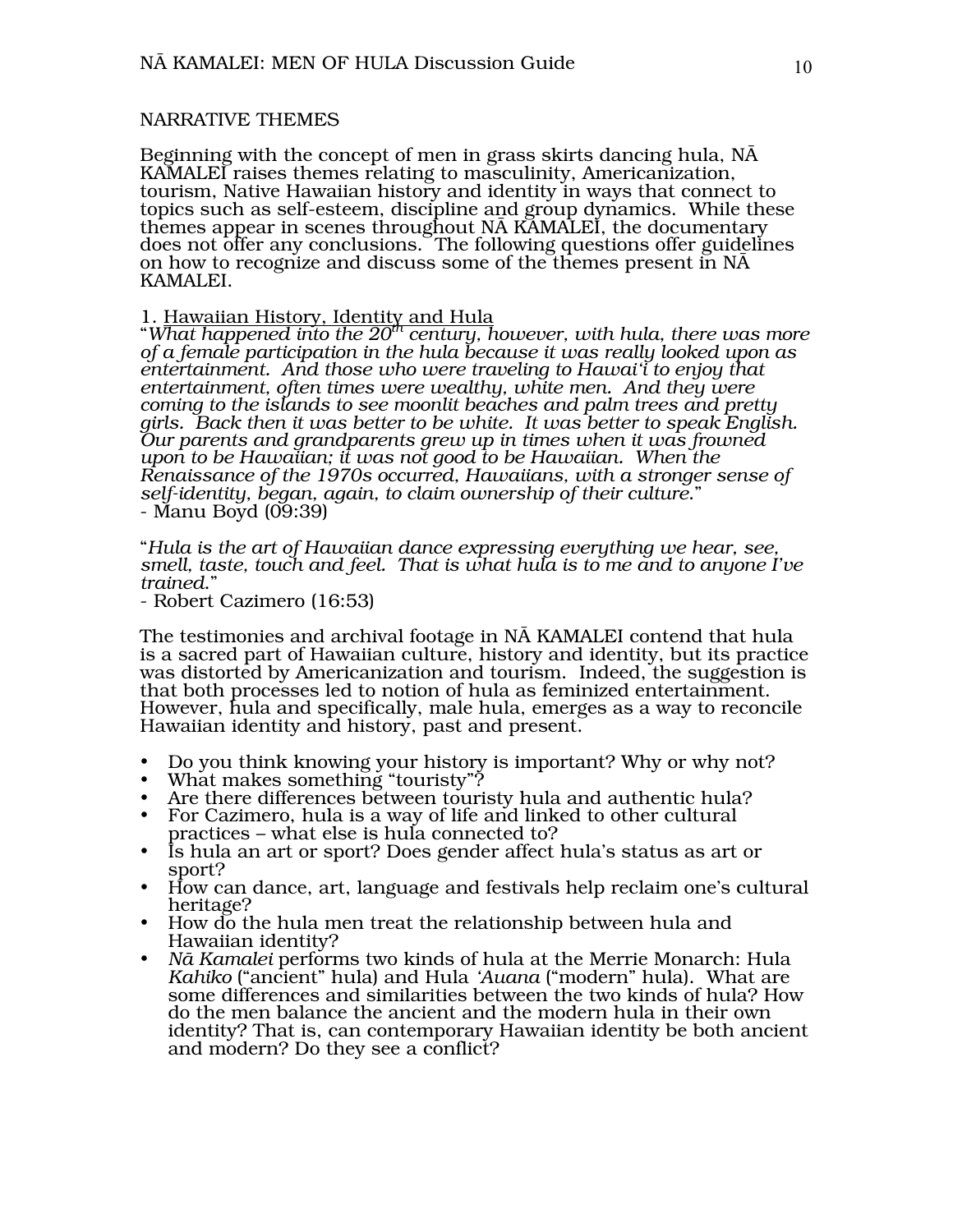NARRATIVE THEMES

Beginning with the concept of men in grass skirts dancing hula, NĀ KAMALEI raises themes relating to masculinity, Americanization, tourism, Native Hawaiian history and identity in ways that connect to topics such as self-esteem, discipline and group dynamics. While these themes appear in scenes throughout NĀ KAMALEI, the documentary does not offer any conclusions. The following questions offer guidelines on how to recognize and discuss some of the themes present in NĀ KAMALEI.

1. <u>Hawaiian History, Identity and Hula</u>

"*What happened into the 20th century, however, with hula, there was more of a female participation in the hula because it was really looked upon as entertainment. And those who were traveling to Hawai'i to enjoy that entertainment, often times were wealthy, white men. And they were coming to the islands to see moonlit beaches and palm trees and pretty girls. Back then it was better to be white. It was better to speak English. Our parents and grandparents grew up in times when it was frowned upon to be Hawaiian; it was not good to be Hawaiian. When the Renaissance of the 1970s occurred, Hawaiians, with a stronger sense of self-identity, began, again, to claim ownership of their culture.*"
- Manu Boyd (09:39)

"*Hula is the art of Hawaiian dance expressing everything we hear, see, smell, taste, touch and feel. That is what hula is to me and to anyone I've trained.*"
- Robert Cazimero (16:53)

The testimonies and archival footage in NĀ KAMALEI contend that hula is a sacred part of Hawaiian culture, history and identity, but its practice was distorted by Americanization and tourism. Indeed, the suggestion is that both processes led to notion of hula as feminized entertainment. However, hula and specifically, male hula, emerges as a way to reconcile Hawaiian identity and history, past and present.

- Do you think knowing your history is important? Why or why not?
- What makes something "touristy"?
- Are there differences between touristy hula and authentic hula?
- For Cazimero, hula is a way of life and linked to other cultural practices – what else is hula connected to?
- Is hula an art or sport? Does gender affect hula's status as art or sport?
- How can dance, art, language and festivals help reclaim one's cultural heritage?
- How do the hula men treat the relationship between hula and Hawaiian identity?
- *Nā Kamalei* performs two kinds of hula at the Merrie Monarch: Hula *Kahiko* ("ancient" hula) and Hula *'Auana* ("modern" hula). What are some differences and similarities between the two kinds of hula? How do the men balance the ancient and the modern hula in their own identity? That is, can contemporary Hawaiian identity be both ancient and modern? Do they see a conflict?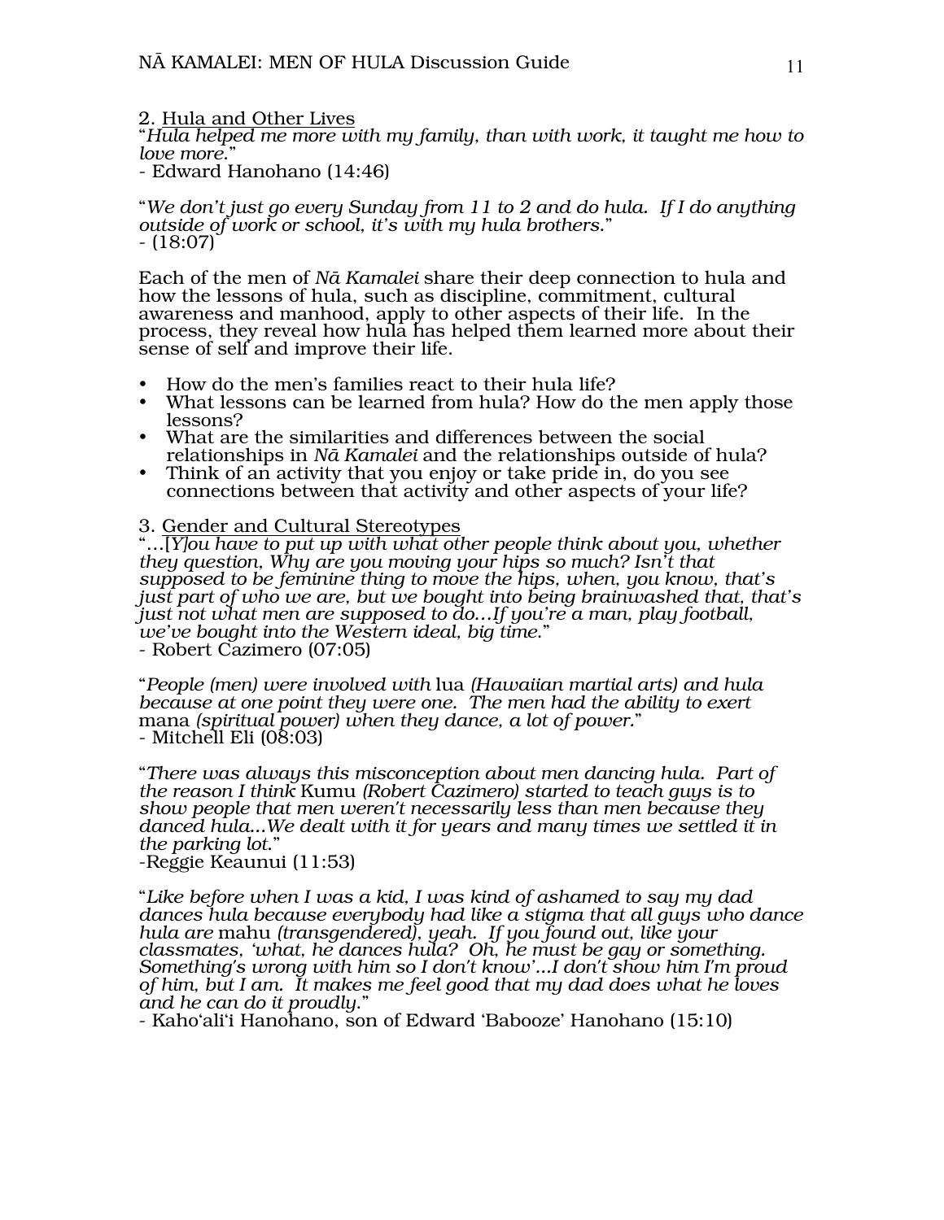2. Hula and Other Lives

"*Hula helped me more with my family, than with work, it taught me how to love more.*"
- Edward Hanohano (14:46)

"*We don't just go every Sunday from 11 to 2 and do hula. If I do anything outside of work or school, it's with my hula brothers.*"
- (18:07)

Each of the men of *Nā Kamalei* share their deep connection to hula and how the lessons of hula, such as discipline, commitment, cultural awareness and manhood, apply to other aspects of their life. In the process, they reveal how hula has helped them learned more about their sense of self and improve their life.

- How do the men's families react to their hula life?
- What lessons can be learned from hula? How do the men apply those lessons?
- What are the similarities and differences between the social relationships in *Nā Kamalei* and the relationships outside of hula?
- Think of an activity that you enjoy or take pride in, do you see connections between that activity and other aspects of your life?

3. Gender and Cultural Stereotypes

"*…[Y]ou have to put up with what other people think about you, whether they question, Why are you moving your hips so much? Isn't that supposed to be feminine thing to move the hips, when, you know, that's just part of who we are, but we bought into being brainwashed that, that's just not what men are supposed to do…If you're a man, play football, we've bought into the Western ideal, big time.*"
- Robert Cazimero (07:05)

"*People (men) were involved with* lua *(Hawaiian martial arts) and hula because at one point they were one. The men had the ability to exert* mana *(spiritual power) when they dance, a lot of power.*"
- Mitchell Eli (08:03)

"*There was always this misconception about men dancing hula. Part of the reason I think* Kumu *(Robert Cazimero) started to teach guys is to show people that men weren't necessarily less than men because they danced hula…We dealt with it for years and many times we settled it in the parking lot.*"
-Reggie Keaunui (11:53)

"*Like before when I was a kid, I was kind of ashamed to say my dad dances hula because everybody had like a stigma that all guys who dance hula are* mahu *(transgendered), yeah. If you found out, like your classmates, 'what, he dances hula? Oh, he must be gay or something. Something's wrong with him so I don't know'…I don't show him I'm proud of him, but I am. It makes me feel good that my dad does what he loves and he can do it proudly.*"
- Kahoʻaliʻi Hanohano, son of Edward 'Babooze' Hanohano (15:10)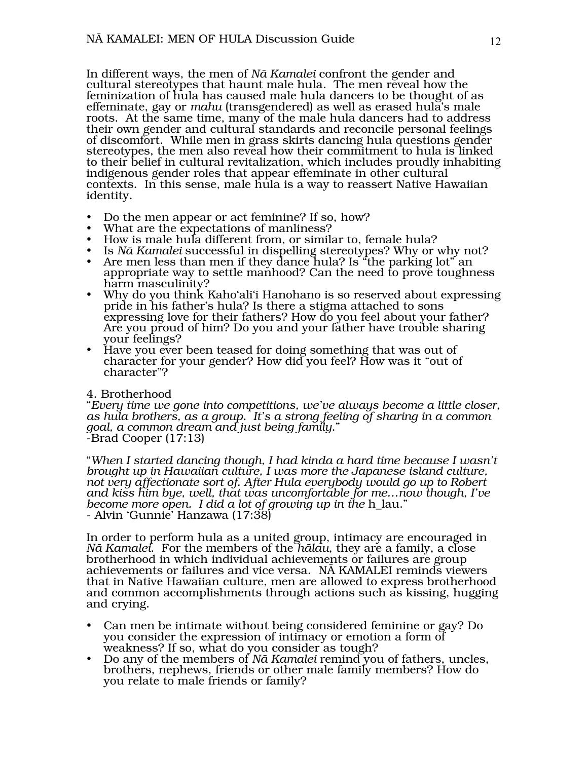In different ways, the men of *Nā Kamalei* confront the gender and cultural stereotypes that haunt male hula. The men reveal how the feminization of hula has caused male hula dancers to be thought of as effeminate, gay or *mahu* (transgendered) as well as erased hula's male roots. At the same time, many of the male hula dancers had to address their own gender and cultural standards and reconcile personal feelings of discomfort. While men in grass skirts dancing hula questions gender stereotypes, the men also reveal how their commitment to hula is linked to their belief in cultural revitalization, which includes proudly inhabiting indigenous gender roles that appear effeminate in other cultural contexts. In this sense, male hula is a way to reassert Native Hawaiian identity.

- Do the men appear or act feminine? If so, how?
- What are the expectations of manliness?
- How is male hula different from, or similar to, female hula?
- Is *Nā Kamalei* successful in dispelling stereotypes? Why or why not?
- Are men less than men if they dance hula? Is "the parking lot" an appropriate way to settle manhood? Can the need to prove toughness harm masculinity?
- Why do you think Kaho'ali'i Hanohano is so reserved about expressing pride in his father's hula? Is there a stigma attached to sons expressing love for their fathers? How do you feel about your father? Are you proud of him? Do you and your father have trouble sharing your feelings?
- Have you ever been teased for doing something that was out of character for your gender? How did you feel? How was it "out of character"?

4. <u>Brotherhood</u>

"*Every time we gone into competitions, we've always become a little closer, as hula brothers, as a group. It's a strong feeling of sharing in a common goal, a common dream and just being family.*"
-Brad Cooper (17:13)

"*When I started dancing though, I had kinda a hard time because I wasn't brought up in Hawaiian culture, I was more the Japanese island culture, not very affectionate sort of. After Hula everybody would go up to Robert and kiss him bye, well, that was uncomfortable for me…now though, I've become more open. I did a lot of growing up in the* h_lau."
- Alvin 'Gunnie' Hanzawa (17:38)

In order to perform hula as a united group, intimacy are encouraged in *Nā Kamalei*. For the members of the *hālau*, they are a family, a close brotherhood in which individual achievements or failures are group achievements or failures and vice versa. NĀ KAMALEI reminds viewers that in Native Hawaiian culture, men are allowed to express brotherhood and common accomplishments through actions such as kissing, hugging and crying.

- Can men be intimate without being considered feminine or gay? Do you consider the expression of intimacy or emotion a form of weakness? If so, what do you consider as tough?
- Do any of the members of *Nā Kamalei* remind you of fathers, uncles, brothers, nephews, friends or other male family members? How do you relate to male friends or family?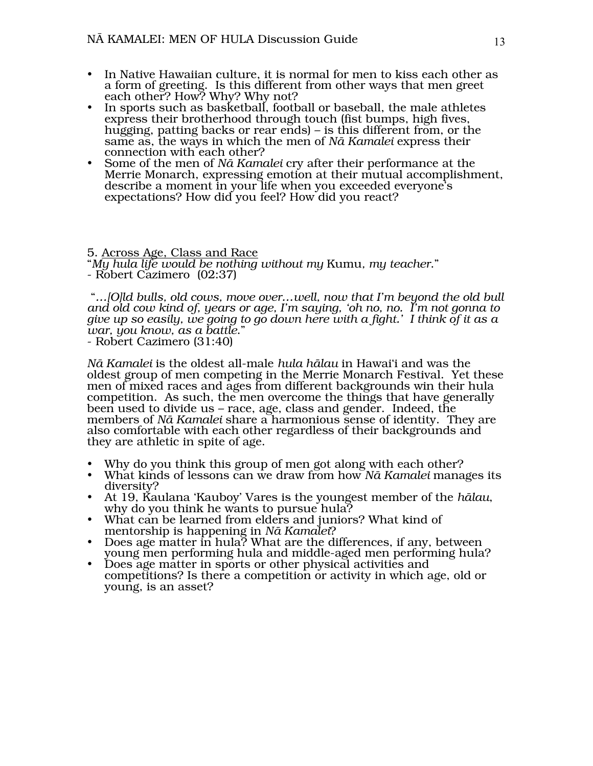- In Native Hawaiian culture, it is normal for men to kiss each other as a form of greeting. Is this different from other ways that men greet each other? How? Why? Why not?
- In sports such as basketball, football or baseball, the male athletes express their brotherhood through touch (fist bumps, high fives, hugging, patting backs or rear ends) – is this different from, or the same as, the ways in which the men of *Nā Kamalei* express their connection with each other?
- Some of the men of *Nā Kamalei* cry after their performance at the Merrie Monarch, expressing emotion at their mutual accomplishment, describe a moment in your life when you exceeded everyone's expectations? How did you feel? How did you react?

## 5. Across Age, Class and Race

"*My hula life would be nothing without my* Kumu*, my teacher.*"
- Robert Cazimero (02:37)

"*…[O]ld bulls, old cows, move over…well, now that I'm beyond the old bull and old cow kind of, years or age, I'm saying, 'oh no, no. I'm not gonna to give up so easily, we going to go down here with a fight.' I think of it as a war, you know, as a battle.*"
- Robert Cazimero (31:40)

*Nā Kamalei* is the oldest all-male *hula hālau* in Hawaiʻi and was the oldest group of men competing in the Merrie Monarch Festival. Yet these men of mixed races and ages from different backgrounds win their hula competition. As such, the men overcome the things that have generally been used to divide us – race, age, class and gender. Indeed, the members of *Nā Kamalei* share a harmonious sense of identity. They are also comfortable with each other regardless of their backgrounds and they are athletic in spite of age.

- Why do you think this group of men got along with each other?
- What kinds of lessons can we draw from how *Nā Kamalei* manages its diversity?
- At 19, Kaulana 'Kauboy' Vares is the youngest member of the *hālau*, why do you think he wants to pursue hula?
- What can be learned from elders and juniors? What kind of mentorship is happening in *Nā Kamalei*?
- Does age matter in hula? What are the differences, if any, between young men performing hula and middle-aged men performing hula?
- Does age matter in sports or other physical activities and competitions? Is there a competition or activity in which age, old or young, is an asset?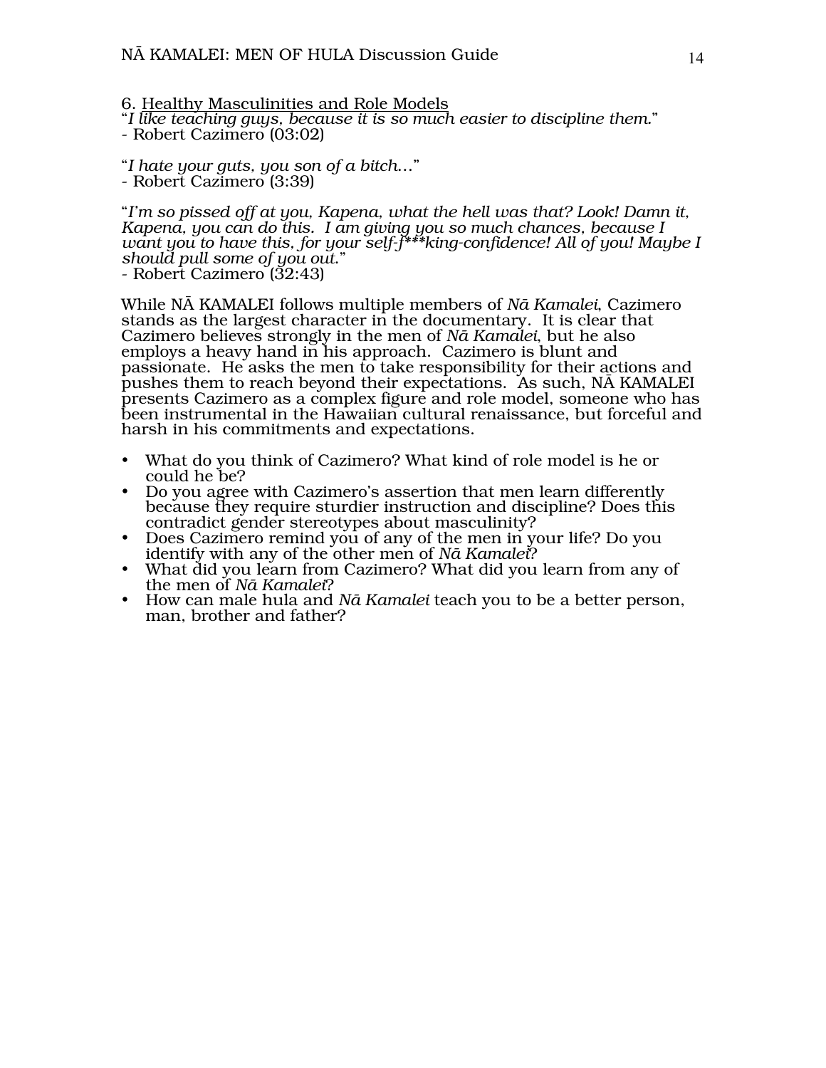6. Healthy Masculinities and Role Models

"*I like teaching guys, because it is so much easier to discipline them.*"
- Robert Cazimero (03:02)

"*I hate your guts, you son of a bitch…*"
- Robert Cazimero (3:39)

"*I'm so pissed off at you, Kapena, what the hell was that? Look! Damn it, Kapena, you can do this. I am giving you so much chances, because I want you to have this, for your self-f***king-confidence! All of you! Maybe I should pull some of you out.*"
- Robert Cazimero (32:43)

While NĀ KAMALEI follows multiple members of *Nā Kamalei*, Cazimero stands as the largest character in the documentary. It is clear that Cazimero believes strongly in the men of *Nā Kamalei*, but he also employs a heavy hand in his approach. Cazimero is blunt and passionate. He asks the men to take responsibility for their actions and pushes them to reach beyond their expectations. As such, NĀ KAMALEI presents Cazimero as a complex figure and role model, someone who has been instrumental in the Hawaiian cultural renaissance, but forceful and harsh in his commitments and expectations.

- What do you think of Cazimero? What kind of role model is he or could he be?
- Do you agree with Cazimero's assertion that men learn differently because they require sturdier instruction and discipline? Does this contradict gender stereotypes about masculinity?
- Does Cazimero remind you of any of the men in your life? Do you identify with any of the other men of *Nā Kamalei*?
- What did you learn from Cazimero? What did you learn from any of the men of *Nā Kamalei*?
- How can male hula and *Nā Kamalei* teach you to be a better person, man, brother and father?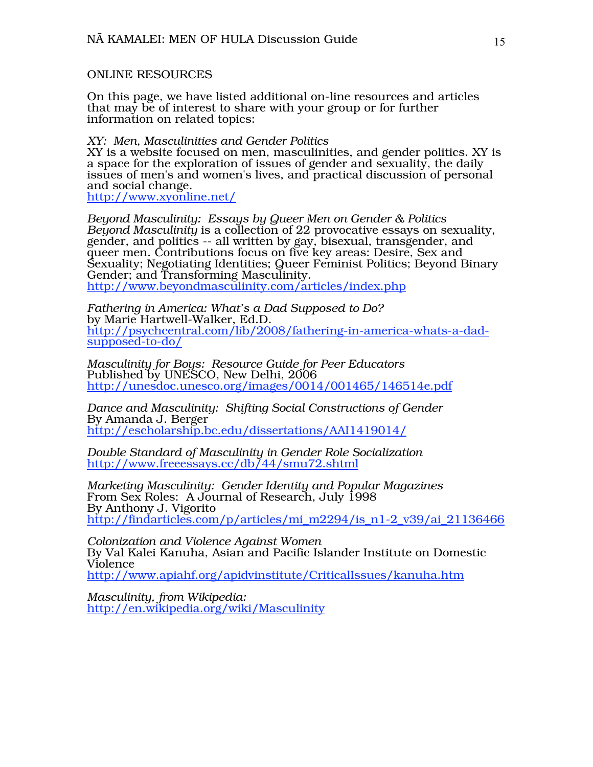## ONLINE RESOURCES

On this page, we have listed additional on-line resources and articles that may be of interest to share with your group or for further information on related topics:

*XY: Men, Masculinities and Gender Politics*
XY is a website focused on men, masculinities, and gender politics. XY is a space for the exploration of issues of gender and sexuality, the daily issues of men's and women's lives, and practical discussion of personal and social change.
http://www.xyonline.net/

*Beyond Masculinity: Essays by Queer Men on Gender & Politics*
*Beyond Masculinity* is a collection of 22 provocative essays on sexuality, gender, and politics -- all written by gay, bisexual, transgender, and queer men. Contributions focus on five key areas: Desire, Sex and Sexuality; Negotiating Identities; Queer Feminist Politics; Beyond Binary Gender; and Transforming Masculinity.
http://www.beyondmasculinity.com/articles/index.php

*Fathering in America: What's a Dad Supposed to Do?*
by Marie Hartwell-Walker, Ed.D.
http://psychcentral.com/lib/2008/fathering-in-america-whats-a-dad-supposed-to-do/

*Masculinity for Boys: Resource Guide for Peer Educators*
Published by UNESCO, New Delhi, 2006
http://unesdoc.unesco.org/images/0014/001465/146514e.pdf

*Dance and Masculinity: Shifting Social Constructions of Gender*
By Amanda J. Berger
http://escholarship.bc.edu/dissertations/AAI1419014/

*Double Standard of Masculinity in Gender Role Socialization*
http://www.freeessays.cc/db/44/smu72.shtml

*Marketing Masculinity: Gender Identity and Popular Magazines*
From Sex Roles: A Journal of Research, July 1998
By Anthony J. Vigorito
http://findarticles.com/p/articles/mi_m2294/is_n1-2_v39/ai_21136466

*Colonization and Violence Against Women*
By Val Kalei Kanuha, Asian and Pacific Islander Institute on Domestic Violence
http://www.apiahf.org/apidvinstitute/CriticalIssues/kanuha.htm

*Masculinity, from Wikipedia:*
http://en.wikipedia.org/wiki/Masculinity